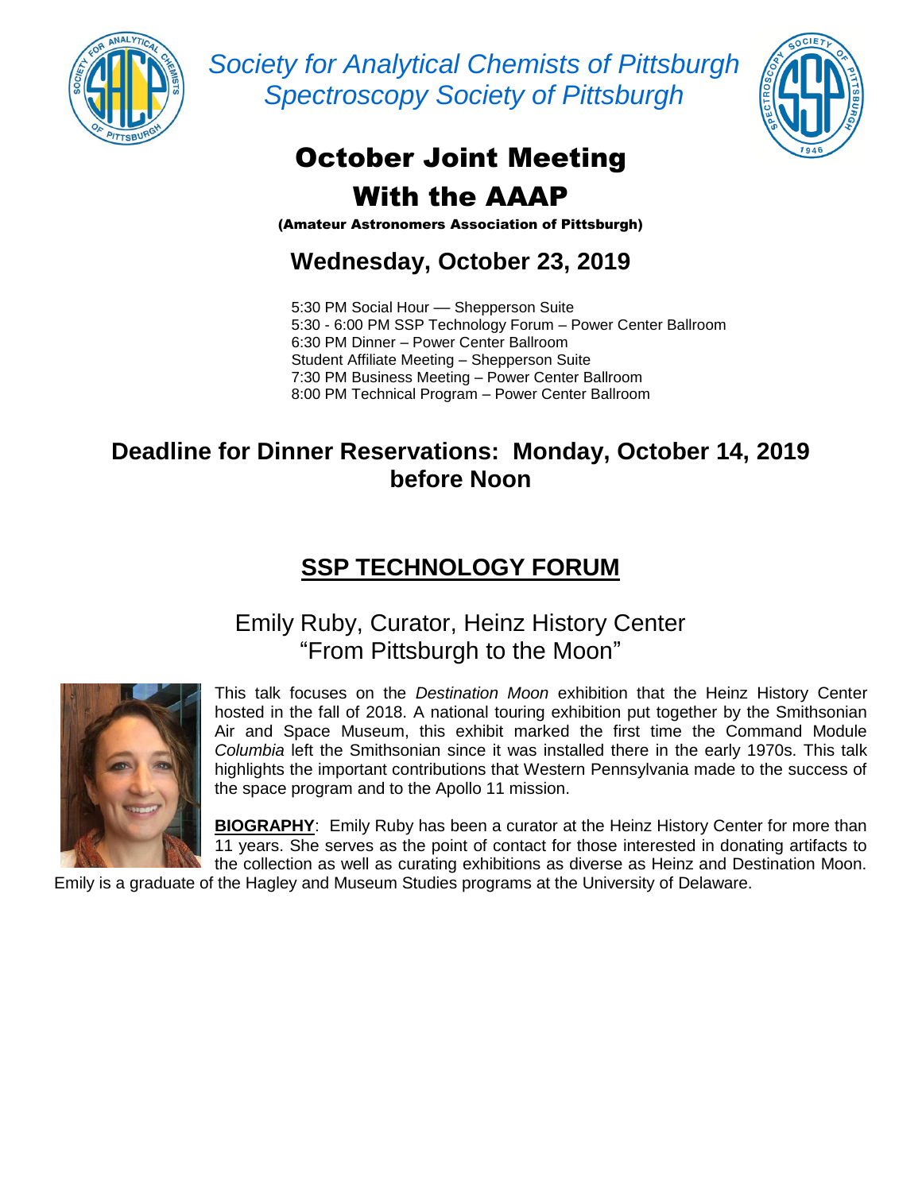*Society for Analytical Chemists of Pittsburgh*
*Spectroscopy Society of Pittsburgh*

# October Joint Meeting
# With the AAAP

**(Amateur Astronomers Association of Pittsburgh)**

## Wednesday, October 23, 2019

5:30 PM Social Hour –– Shepperson Suite
5:30 - 6:00 PM SSP Technology Forum – Power Center Ballroom
6:30 PM Dinner – Power Center Ballroom
Student Affiliate Meeting – Shepperson Suite
7:30 PM Business Meeting – Power Center Ballroom
8:00 PM Technical Program – Power Center Ballroom

**Deadline for Dinner Reservations: Monday, October 14, 2019 before Noon**

## SSP TECHNOLOGY FORUM

### Emily Ruby, Curator, Heinz History Center
### "From Pittsburgh to the Moon"

This talk focuses on the *Destination Moon* exhibition that the Heinz History Center hosted in the fall of 2018. A national touring exhibition put together by the Smithsonian Air and Space Museum, this exhibit marked the first time the Command Module *Columbia* left the Smithsonian since it was installed there in the early 1970s. This talk highlights the important contributions that Western Pennsylvania made to the success of the space program and to the Apollo 11 mission.

**BIOGRAPHY**: Emily Ruby has been a curator at the Heinz History Center for more than 11 years. She serves as the point of contact for those interested in donating artifacts to the collection as well as curating exhibitions as diverse as Heinz and Destination Moon. Emily is a graduate of the Hagley and Museum Studies programs at the University of Delaware.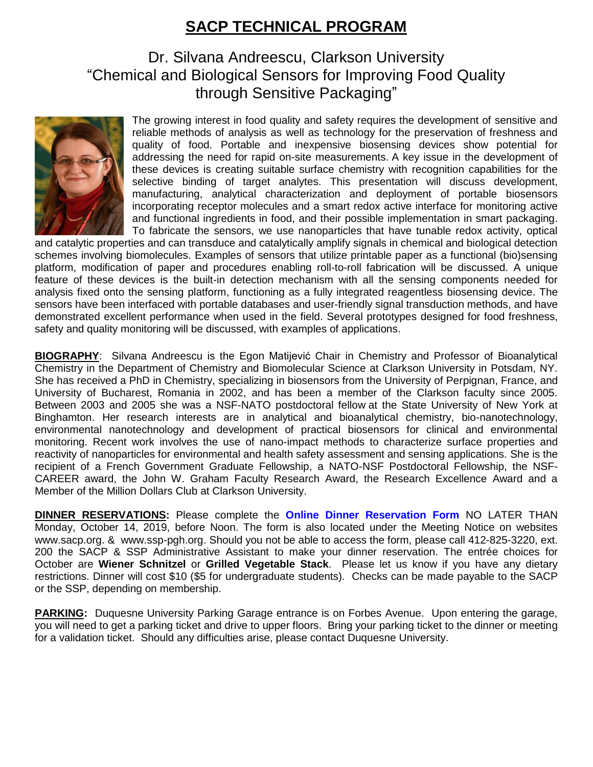# SACP TECHNICAL PROGRAM

## Dr. Silvana Andreescu, Clarkson University
## "Chemical and Biological Sensors for Improving Food Quality through Sensitive Packaging"

The growing interest in food quality and safety requires the development of sensitive and reliable methods of analysis as well as technology for the preservation of freshness and quality of food. Portable and inexpensive biosensing devices show potential for addressing the need for rapid on-site measurements. A key issue in the development of these devices is creating suitable surface chemistry with recognition capabilities for the selective binding of target analytes. This presentation will discuss development, manufacturing, analytical characterization and deployment of portable biosensors incorporating receptor molecules and a smart redox active interface for monitoring active and functional ingredients in food, and their possible implementation in smart packaging. To fabricate the sensors, we use nanoparticles that have tunable redox activity, optical and catalytic properties and can transduce and catalytically amplify signals in chemical and biological detection schemes involving biomolecules. Examples of sensors that utilize printable paper as a functional (bio)sensing platform, modification of paper and procedures enabling roll-to-roll fabrication will be discussed. A unique feature of these devices is the built-in detection mechanism with all the sensing components needed for analysis fixed onto the sensing platform, functioning as a fully integrated reagentless biosensing device. The sensors have been interfaced with portable databases and user-friendly signal transduction methods, and have demonstrated excellent performance when used in the field. Several prototypes designed for food freshness, safety and quality monitoring will be discussed, with examples of applications.

**BIOGRAPHY**: Silvana Andreescu is the Egon Matijević Chair in Chemistry and Professor of Bioanalytical Chemistry in the Department of Chemistry and Biomolecular Science at Clarkson University in Potsdam, NY. She has received a PhD in Chemistry, specializing in biosensors from the University of Perpignan, France, and University of Bucharest, Romania in 2002, and has been a member of the Clarkson faculty since 2005. Between 2003 and 2005 she was a NSF-NATO postdoctoral fellow at the State University of New York at Binghamton. Her research interests are in analytical and bioanalytical chemistry, bio-nanotechnology, environmental nanotechnology and development of practical biosensors for clinical and environmental monitoring. Recent work involves the use of nano-impact methods to characterize surface properties and reactivity of nanoparticles for environmental and health safety assessment and sensing applications. She is the recipient of a French Government Graduate Fellowship, a NATO-NSF Postdoctoral Fellowship, the NSF-CAREER award, the John W. Graham Faculty Research Award, the Research Excellence Award and a Member of the Million Dollars Club at Clarkson University.

**DINNER RESERVATIONS:** Please complete the **Online Dinner Reservation Form** NO LATER THAN Monday, October 14, 2019, before Noon. The form is also located under the Meeting Notice on websites www.sacp.org. & www.ssp-pgh.org. Should you not be able to access the form, please call 412-825-3220, ext. 200 the SACP & SSP Administrative Assistant to make your dinner reservation. The entrée choices for October are **Wiener Schnitzel** or **Grilled Vegetable Stack**. Please let us know if you have any dietary restrictions. Dinner will cost $10 ($5 for undergraduate students). Checks can be made payable to the SACP or the SSP, depending on membership.

**PARKING:** Duquesne University Parking Garage entrance is on Forbes Avenue. Upon entering the garage, you will need to get a parking ticket and drive to upper floors. Bring your parking ticket to the dinner or meeting for a validation ticket. Should any difficulties arise, please contact Duquesne University.